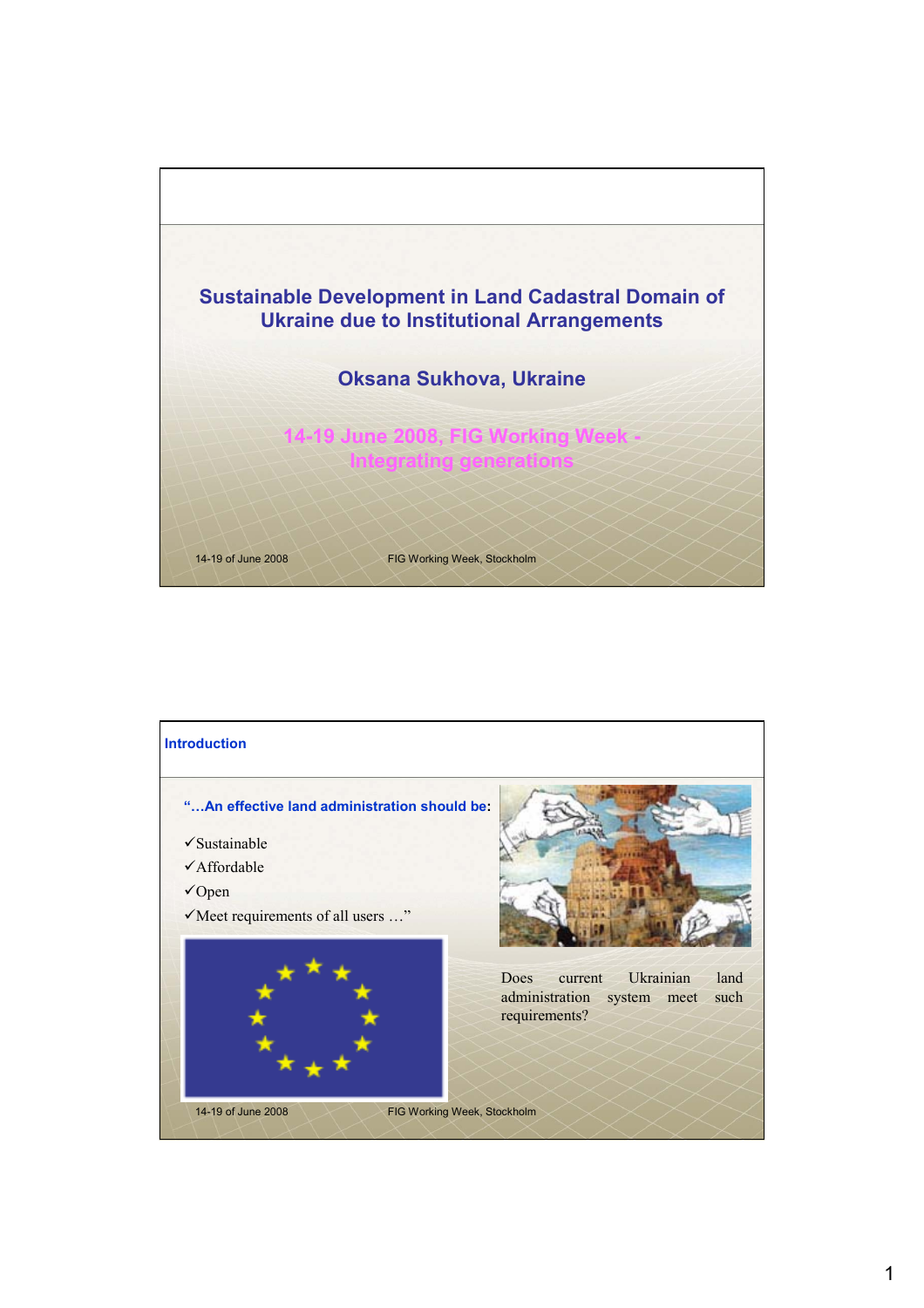# Sustainable Development in Land Cadastral Domain of Ukraine due to Institutional Arrangements

## Oksana Sukhova, Ukraine

14-19 June 2008, FIG Working Week - Integrating generations

## Introduction

**"…An effective land administration should be:**

- ✓Sustainable
- ✓Affordable
- ✓Open
- ✓Meet requirements of all users …"

Does current Ukrainian land administration system meet such requirements?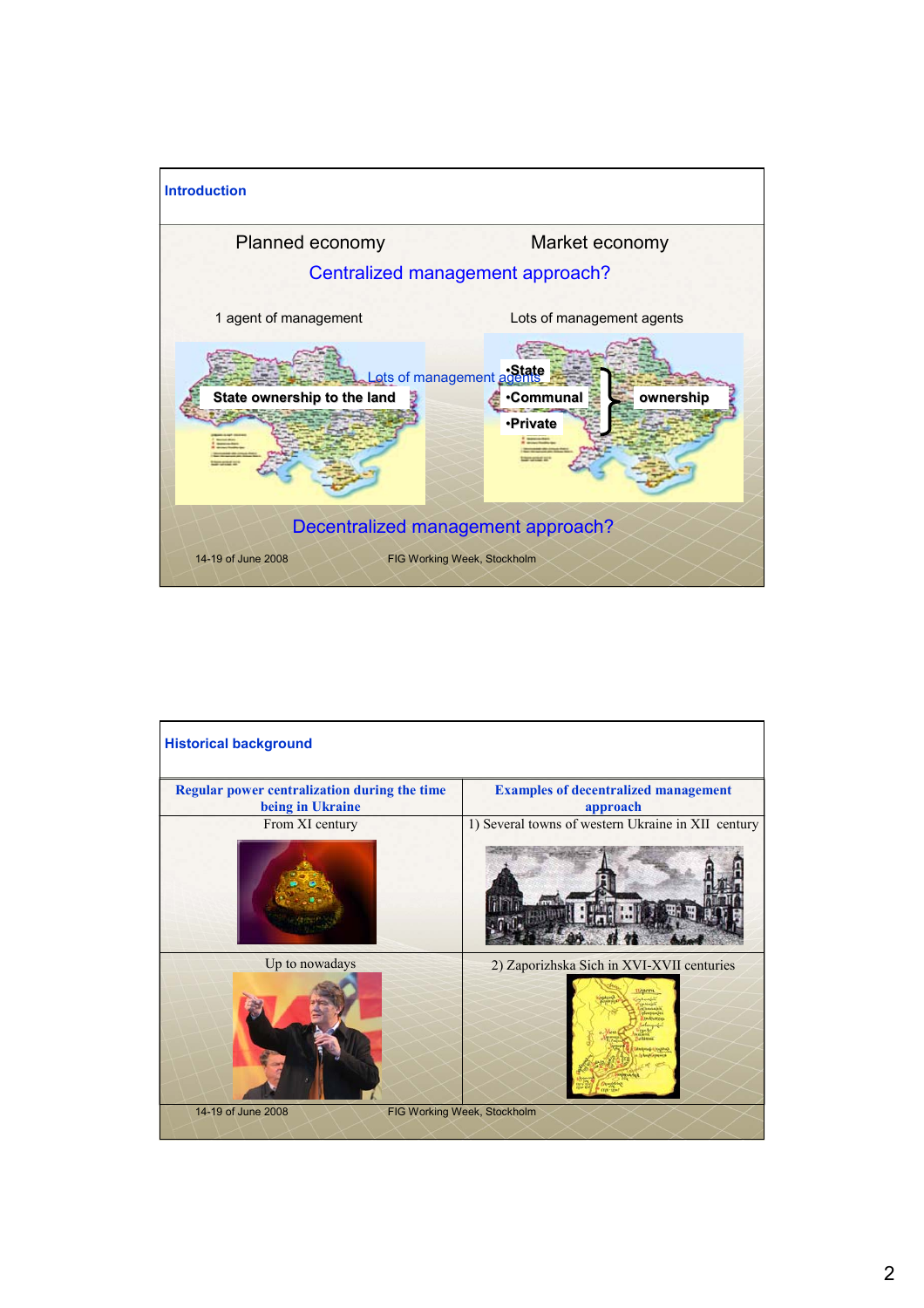## Introduction

Planned economy — Market economy

Centralized management approach?

1 agent of management — Lots of management agents

State ownership to the land

Lots of management agents

- •State
- •Communal
- •Private

ownership

Decentralized management approach?

14-19 of June 2008 — FIG Working Week, Stockholm

## Historical background

| Regular power centralization during the time being in Ukraine | Examples of decentralized management approach |
| --- | --- |
| From XI century | 1) Several towns of western Ukraine in XII century |
| Up to nowadays | 2) Zaporizhska Sich in XVI-XVII centuries |

14-19 of June 2008 — FIG Working Week, Stockholm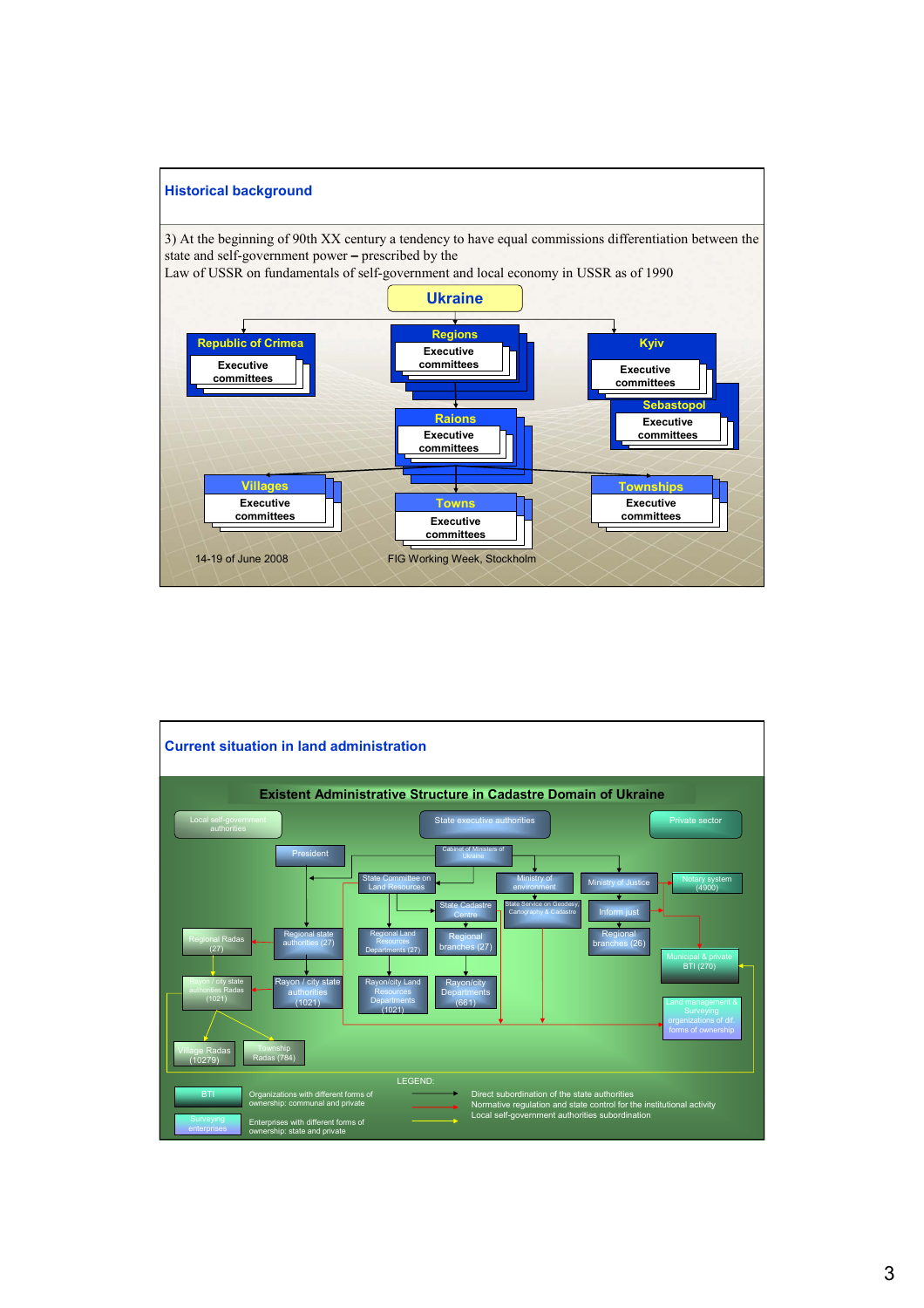## Historical background

3) At the beginning of 90th XX century a tendency to have equal commissions differentiation between the state and self-government power – prescribed by the Law of USSR on fundamentals of self-government and local economy in USSR as of 1990

- Ukraine
  - Republic of Crimea
    - Executive committees
  - Regions
    - Executive committees
    - Raions
      - Executive committees
      - Villages
        - Executive committees
      - Towns
        - Executive committees
      - Townships
        - Executive committees
  - Kyiv
    - Executive committees
  - Sebastopol
    - Executive committees

14-19 of June 2008 FIG Working Week, Stockholm

## Current situation in land administration

### Existent Administrative Structure in Cadastre Domain of Ukraine

**Local self-government authorities**

- Regional Radas (27)
- Rayon / city state authorities Radas (1021)
- Village Radas (10279)
- Township Radas (784)

**State executive authorities**

- President
- Cabinet of Ministers of Ukraine
- Regional state authorities (27)
- Rayon / city state authorities (1021)
- State Committee on Land Resources
  - Regional Land Resources Departments (27)
  - Rayon/city Land Resources Departments (1021)
  - State Cadastre Centre
    - Regional branches (27)
    - Rayon/city Departments (661)
- Ministry of environment
  - State Service on Geodesy, Cartography & Cadastre
- Ministry of Justice
  - Inform just
    - Regional branches (26)

**Private sector**

- Notary system (4900)
- Municipal & private BTI (270)
- Land management & Surveying organizations of dif. forms of ownership

LEGEND:

- BTI – Organizations with different forms of ownership: communal and private
- Surveying enterprises – Enterprises with different forms of ownership: state and private
- Black arrow – Direct subordination of the state authorities
- Red arrow – Normative regulation and state control for the institutional activity
- Yellow arrow – Local self-government authorities subordination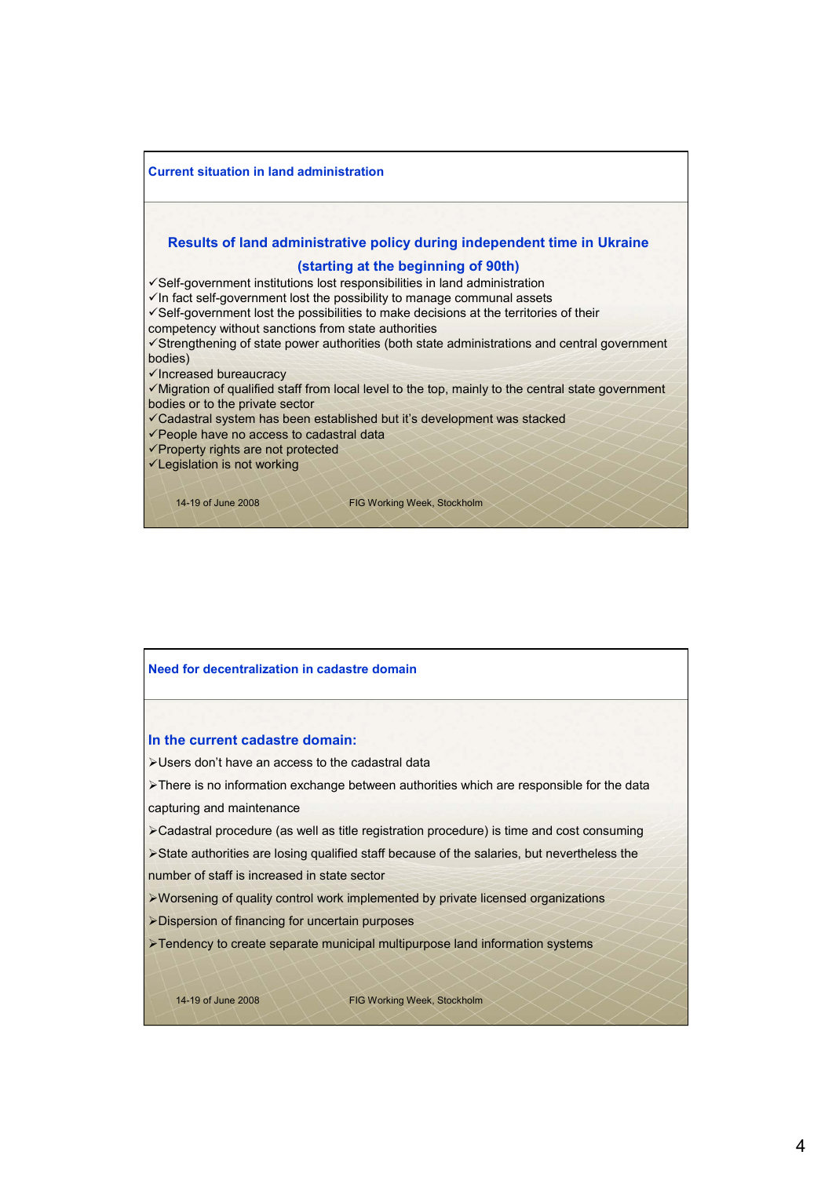## Current situation in land administration

### Results of land administrative policy during independent time in Ukraine

### (starting at the beginning of 90th)

✓Self-government institutions lost responsibilities in land administration
✓In fact self-government lost the possibility to manage communal assets
✓Self-government lost the possibilities to make decisions at the territories of their competency without sanctions from state authorities
✓Strengthening of state power authorities (both state administrations and central government bodies)
✓Increased bureaucracy
✓Migration of qualified staff from local level to the top, mainly to the central state government bodies or to the private sector
✓Cadastral system has been established but it's development was stacked
✓People have no access to cadastral data
✓Property rights are not protected
✓Legislation is not working

14-19 of June 2008 FIG Working Week, Stockholm

## Need for decentralization in cadastre domain

### In the current cadastre domain:

➢Users don't have an access to the cadastral data
➢There is no information exchange between authorities which are responsible for the data capturing and maintenance
➢Cadastral procedure (as well as title registration procedure) is time and cost consuming
➢State authorities are losing qualified staff because of the salaries, but nevertheless the number of staff is increased in state sector
➢Worsening of quality control work implemented by private licensed organizations
➢Dispersion of financing for uncertain purposes
➢Tendency to create separate municipal multipurpose land information systems

14-19 of June 2008 FIG Working Week, Stockholm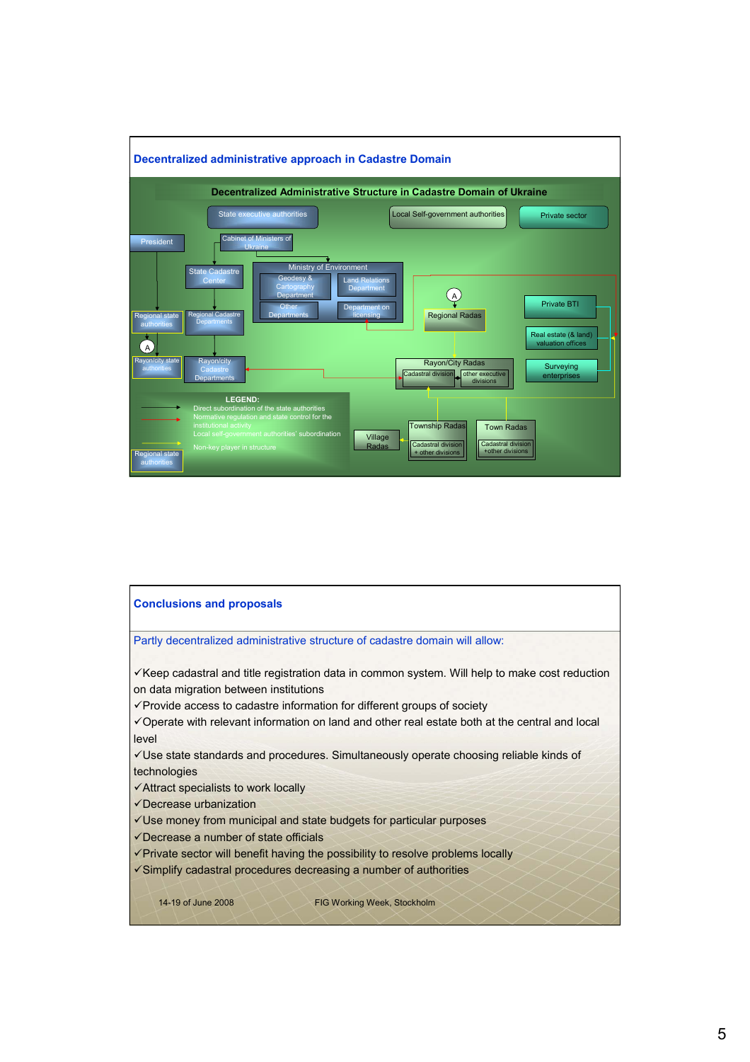## Decentralized administrative approach in Cadastre Domain

**Decentralized Administrative Structure in Cadastre Domain of Ukraine**

State executive authorities | Local Self-government authorities | Private sector

President

Cabinet of Ministers of Ukraine

State Cadastre Center

Ministry of Environment: Geodesy & Cartography Department; Land Relations Department; Other Departments; Department on licensing

Regional state authorities

Regional Cadastre Departments

Rayon/city state authorities

Rayon/city Cadastre Departments

Regional Radas

Rayon/City Radas: Cadastral division; other executive divisions

Village Radas

Township Radas: Cadastral division + other divisions

Town Radas: Cadastral division +other divisions

Private BTI

Real estate (& land) valuation offices

Surveying enterprises

LEGEND:
- Direct subordination of the state authorities
- Normative regulation and state control for the institutional activity
- Local self-government authorities' subordination
- Regional state authorities — Non-key player in structure

## Conclusions and proposals

Partly decentralized administrative structure of cadastre domain will allow:

- ✓Keep cadastral and title registration data in common system. Will help to make cost reduction on data migration between institutions
- ✓Provide access to cadastre information for different groups of society
- ✓Operate with relevant information on land and other real estate both at the central and local level
- ✓Use state standards and procedures. Simultaneously operate choosing reliable kinds of technologies
- ✓Attract specialists to work locally
- ✓Decrease urbanization
- ✓Use money from municipal and state budgets for particular purposes
- ✓Decrease a number of state officials
- ✓Private sector will benefit having the possibility to resolve problems locally
- ✓Simplify cadastral procedures decreasing a number of authorities

14-19 of June 2008 FIG Working Week, Stockholm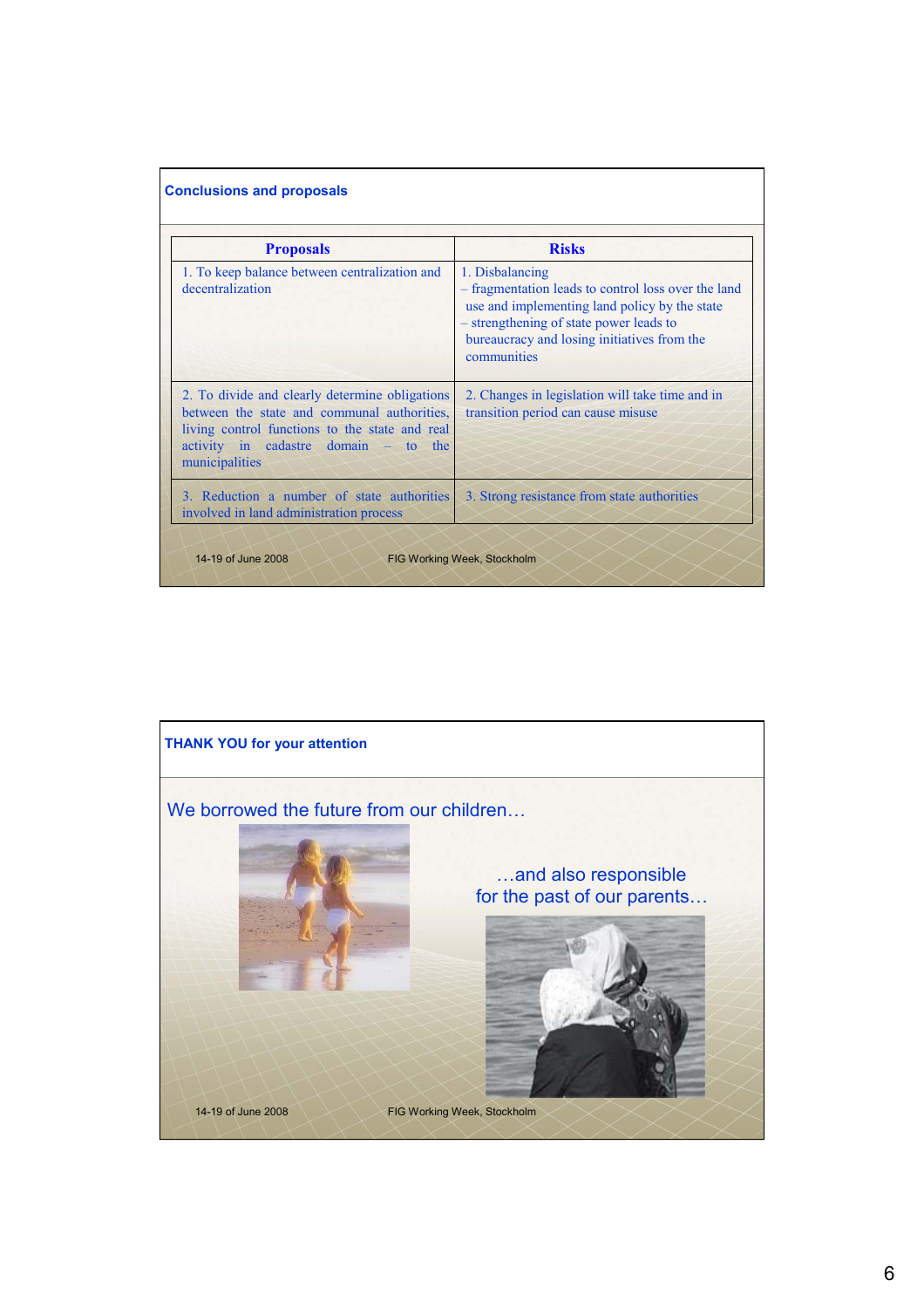## Conclusions and proposals

| Proposals | Risks |
| --- | --- |
| 1. To keep balance between centralization and decentralization | 1. Disbalancing – fragmentation leads to control loss over the land use and implementing land policy by the state – strengthening of state power leads to bureaucracy and losing initiatives from the communities |
| 2. To divide and clearly determine obligations between the state and communal authorities, living control functions to the state and real activity in cadastre domain – to the municipalities | 2. Changes in legislation will take time and in transition period can cause misuse |
| 3. Reduction a number of state authorities involved in land administration process | 3. Strong resistance from state authorities |

14-19 of June 2008 FIG Working Week, Stockholm

## THANK YOU for your attention

We borrowed the future from our children…

…and also responsible for the past of our parents…

14-19 of June 2008 FIG Working Week, Stockholm